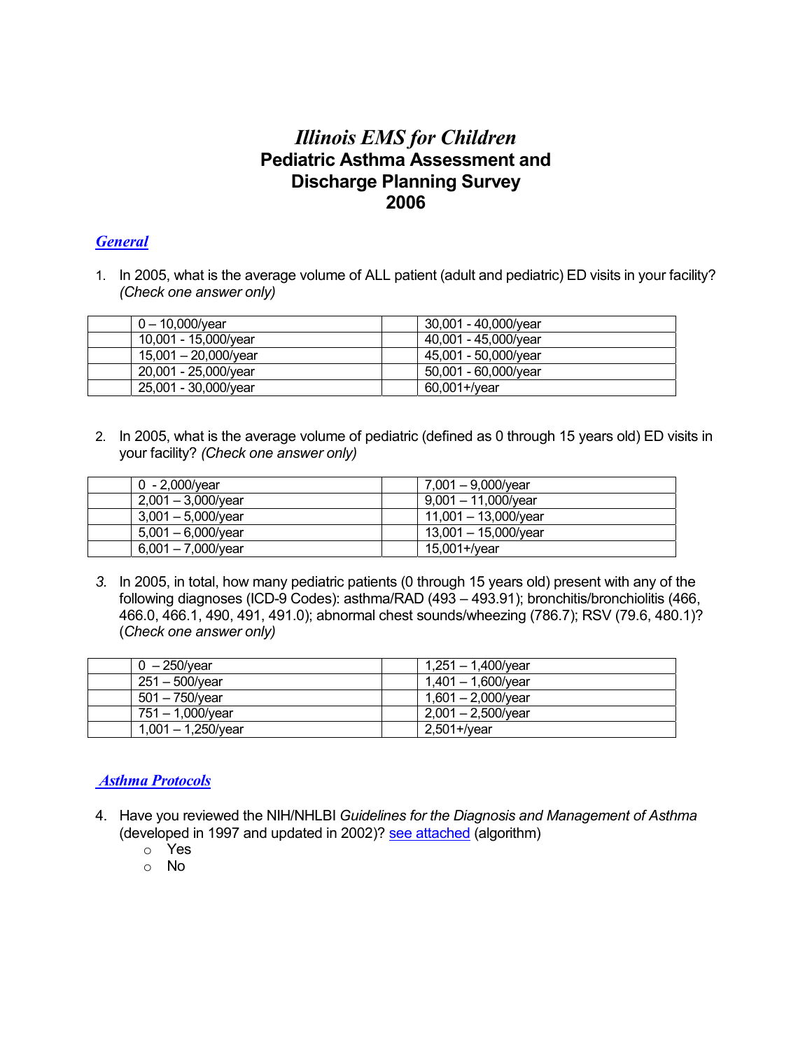# *Illinois EMS for Children*
# Pediatric Asthma Assessment and Discharge Planning Survey 2006

## *General*

1. In 2005, what is the average volume of ALL patient (adult and pediatric) ED visits in your facility? *(Check one answer only)*

| | | | |
|---|---|---|---|
| | 0 – 10,000/year | | 30,001 - 40,000/year |
| | 10,001 - 15,000/year | | 40,001 - 45,000/year |
| | 15,001 – 20,000/year | | 45,001 - 50,000/year |
| | 20,001 - 25,000/year | | 50,001 - 60,000/year |
| | 25,001 - 30,000/year | | 60,001+/year |

2. In 2005, what is the average volume of pediatric (defined as 0 through 15 years old) ED visits in your facility? *(Check one answer only)*

| | | | |
|---|---|---|---|
| | 0 - 2,000/year | | 7,001 – 9,000/year |
| | 2,001 – 3,000/year | | 9,001 – 11,000/year |
| | 3,001 – 5,000/year | | 11,001 – 13,000/year |
| | 5,001 – 6,000/year | | 13,001 – 15,000/year |
| | 6,001 – 7,000/year | | 15,001+/year |

3. In 2005, in total, how many pediatric patients (0 through 15 years old) present with any of the following diagnoses (ICD-9 Codes): asthma/RAD (493 – 493.91); bronchitis/bronchiolitis (466, 466.0, 466.1, 490, 491, 491.0); abnormal chest sounds/wheezing (786.7); RSV (79.6, 480.1)? (*Check one answer only)*

| | | | |
|---|---|---|---|
| | 0 – 250/year | | 1,251 – 1,400/year |
| | 251 – 500/year | | 1,401 – 1,600/year |
| | 501 – 750/year | | 1,601 – 2,000/year |
| | 751 – 1,000/year | | 2,001 – 2,500/year |
| | 1,001 – 1,250/year | | 2,501+/year |

## *Asthma Protocols*

4. Have you reviewed the NIH/NHLBI *Guidelines for the Diagnosis and Management of Asthma* (developed in 1997 and updated in 2002)? see attached (algorithm)
   - Yes
   - No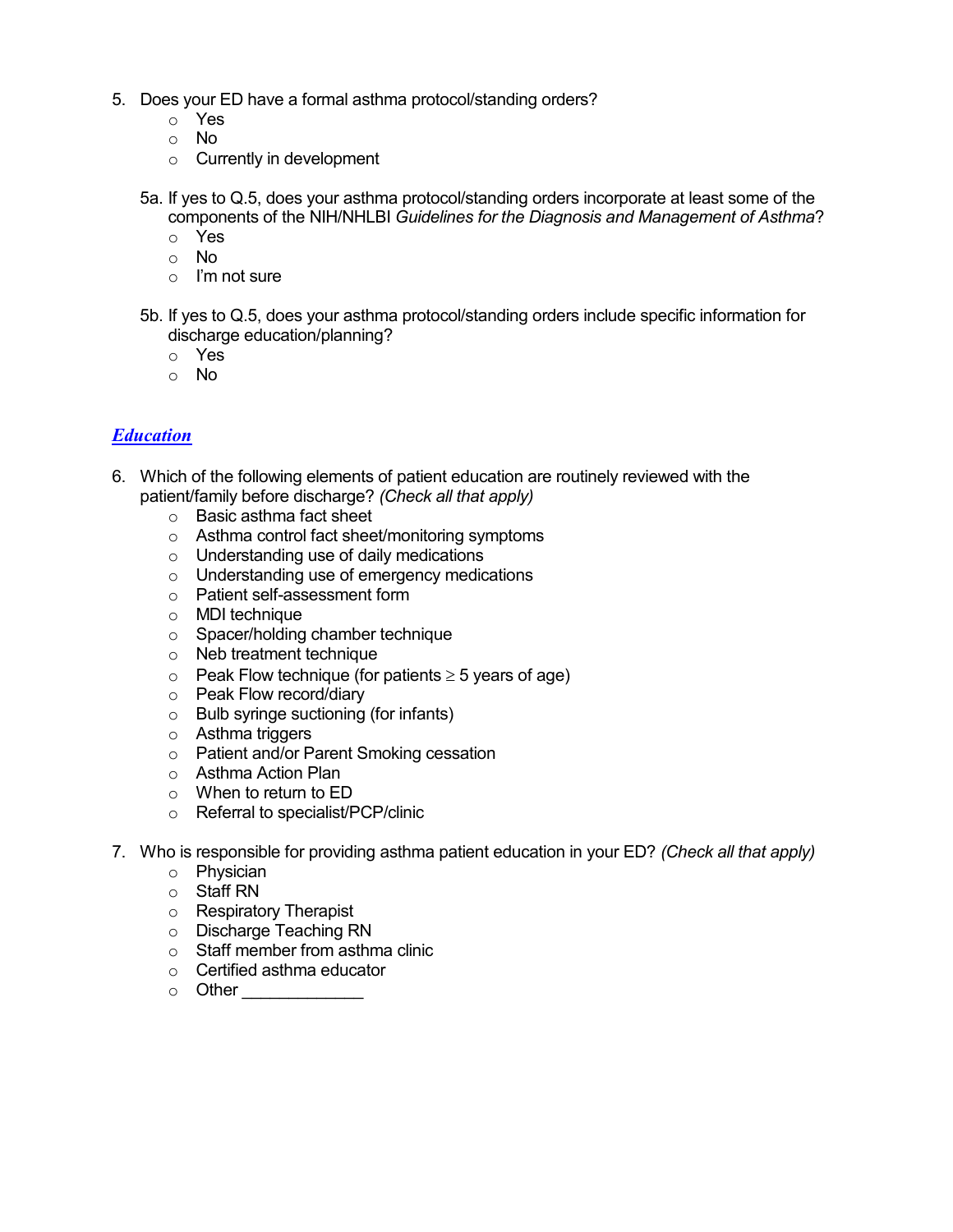5. Does your ED have a formal asthma protocol/standing orders?
   - Yes
   - No
   - Currently in development

   5a. If yes to Q.5, does your asthma protocol/standing orders incorporate at least some of the components of the NIH/NHLBI *Guidelines for the Diagnosis and Management of Asthma*?
   - Yes
   - No
   - I'm not sure

   5b. If yes to Q.5, does your asthma protocol/standing orders include specific information for discharge education/planning?
   - Yes
   - No

## ***Education***

6. Which of the following elements of patient education are routinely reviewed with the patient/family before discharge? *(Check all that apply)*
   - Basic asthma fact sheet
   - Asthma control fact sheet/monitoring symptoms
   - Understanding use of daily medications
   - Understanding use of emergency medications
   - Patient self-assessment form
   - MDI technique
   - Spacer/holding chamber technique
   - Neb treatment technique
   - Peak Flow technique (for patients ≥ 5 years of age)
   - Peak Flow record/diary
   - Bulb syringe suctioning (for infants)
   - Asthma triggers
   - Patient and/or Parent Smoking cessation
   - Asthma Action Plan
   - When to return to ED
   - Referral to specialist/PCP/clinic

7. Who is responsible for providing asthma patient education in your ED? *(Check all that apply)*
   - Physician
   - Staff RN
   - Respiratory Therapist
   - Discharge Teaching RN
   - Staff member from asthma clinic
   - Certified asthma educator
   - Other _____________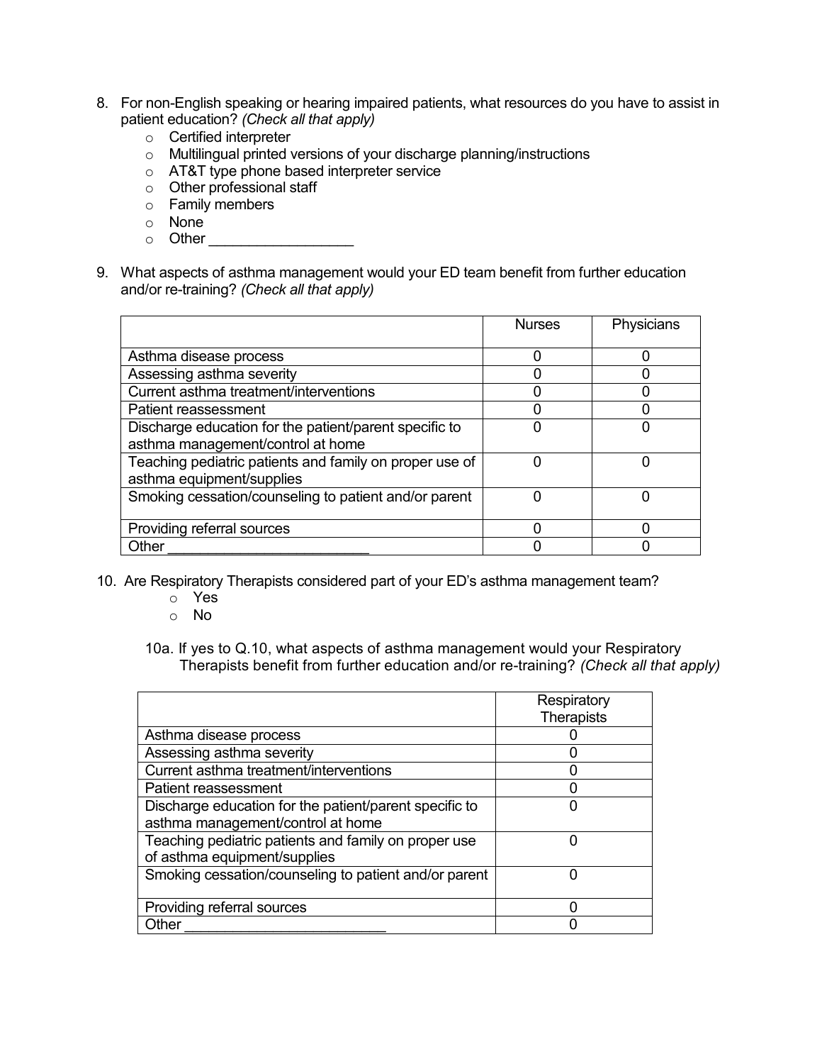8. For non-English speaking or hearing impaired patients, what resources do you have to assist in patient education? *(Check all that apply)*
   - o Certified interpreter
   - o Multilingual printed versions of your discharge planning/instructions
   - o AT&T type phone based interpreter service
   - o Other professional staff
   - o Family members
   - o None
   - o Other __________________

9. What aspects of asthma management would your ED team benefit from further education and/or re-training? *(Check all that apply)*

| | Nurses | Physicians |
|---|---|---|
| Asthma disease process | 0 | 0 |
| Assessing asthma severity | 0 | 0 |
| Current asthma treatment/interventions | 0 | 0 |
| Patient reassessment | 0 | 0 |
| Discharge education for the patient/parent specific to asthma management/control at home | 0 | 0 |
| Teaching pediatric patients and family on proper use of asthma equipment/supplies | 0 | 0 |
| Smoking cessation/counseling to patient and/or parent | 0 | 0 |
| Providing referral sources | 0 | 0 |
| Other _________________________ | 0 | 0 |

10. Are Respiratory Therapists considered part of your ED's asthma management team?
    - o Yes
    - o No

    10a. If yes to Q.10, what aspects of asthma management would your Respiratory Therapists benefit from further education and/or re-training? *(Check all that apply)*

| | Respiratory Therapists |
|---|---|
| Asthma disease process | 0 |
| Assessing asthma severity | 0 |
| Current asthma treatment/interventions | 0 |
| Patient reassessment | 0 |
| Discharge education for the patient/parent specific to asthma management/control at home | 0 |
| Teaching pediatric patients and family on proper use of asthma equipment/supplies | 0 |
| Smoking cessation/counseling to patient and/or parent | 0 |
| Providing referral sources | 0 |
| Other _________________________ | 0 |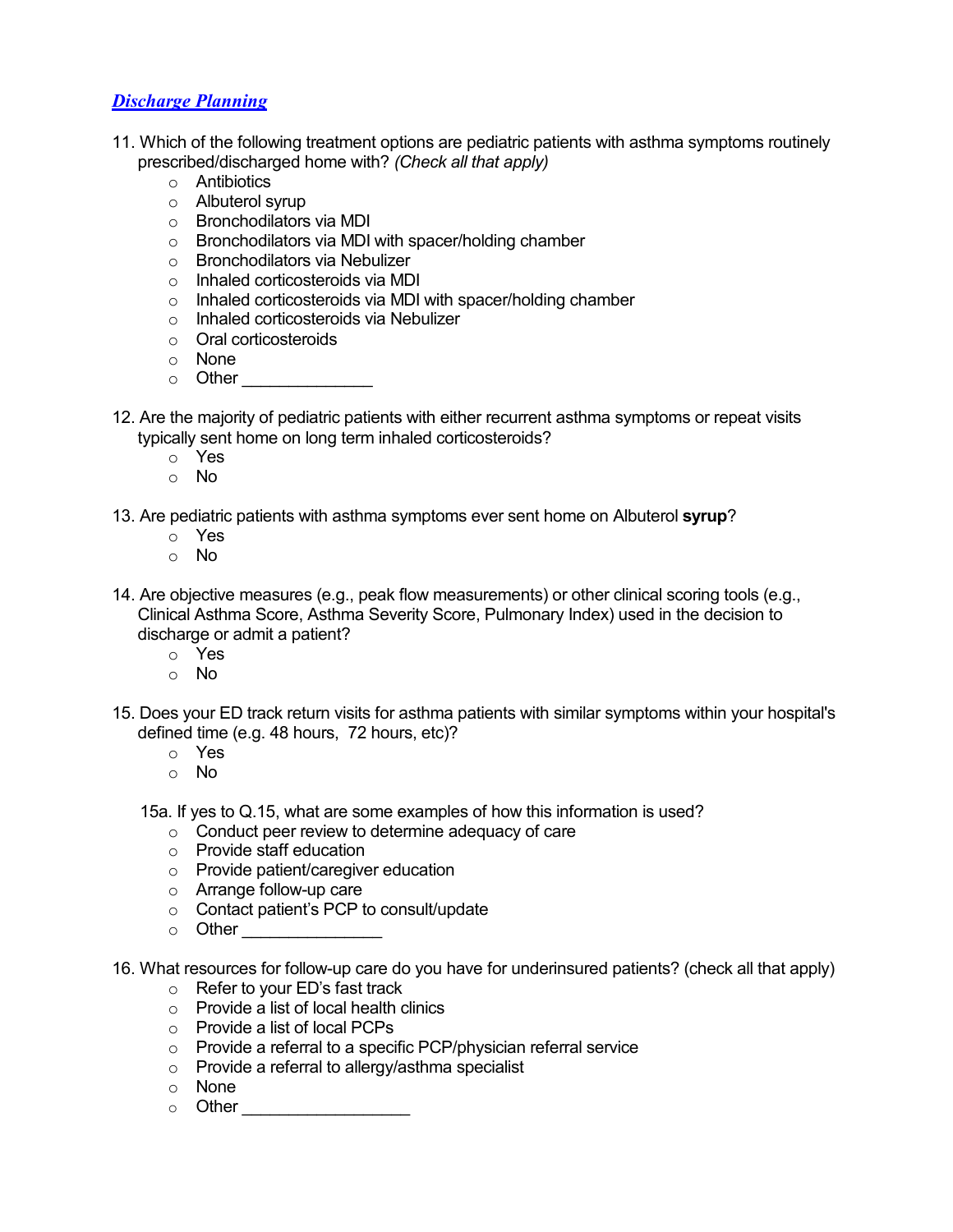***Discharge Planning***

11. Which of the following treatment options are pediatric patients with asthma symptoms routinely prescribed/discharged home with? *(Check all that apply)*
    - Antibiotics
    - Albuterol syrup
    - Bronchodilators via MDI
    - Bronchodilators via MDI with spacer/holding chamber
    - Bronchodilators via Nebulizer
    - Inhaled corticosteroids via MDI
    - Inhaled corticosteroids via MDI with spacer/holding chamber
    - Inhaled corticosteroids via Nebulizer
    - Oral corticosteroids
    - None
    - Other ______________

12. Are the majority of pediatric patients with either recurrent asthma symptoms or repeat visits typically sent home on long term inhaled corticosteroids?
    - Yes
    - No

13. Are pediatric patients with asthma symptoms ever sent home on Albuterol **syrup**?
    - Yes
    - No

14. Are objective measures (e.g., peak flow measurements) or other clinical scoring tools (e.g., Clinical Asthma Score, Asthma Severity Score, Pulmonary Index) used in the decision to discharge or admit a patient?
    - Yes
    - No

15. Does your ED track return visits for asthma patients with similar symptoms within your hospital's defined time (e.g. 48 hours, 72 hours, etc)?
    - Yes
    - No

    15a. If yes to Q.15, what are some examples of how this information is used?
    - Conduct peer review to determine adequacy of care
    - Provide staff education
    - Provide patient/caregiver education
    - Arrange follow-up care
    - Contact patient's PCP to consult/update
    - Other _______________

16. What resources for follow-up care do you have for underinsured patients? (check all that apply)
    - Refer to your ED's fast track
    - Provide a list of local health clinics
    - Provide a list of local PCPs
    - Provide a referral to a specific PCP/physician referral service
    - Provide a referral to allergy/asthma specialist
    - None
    - Other __________________